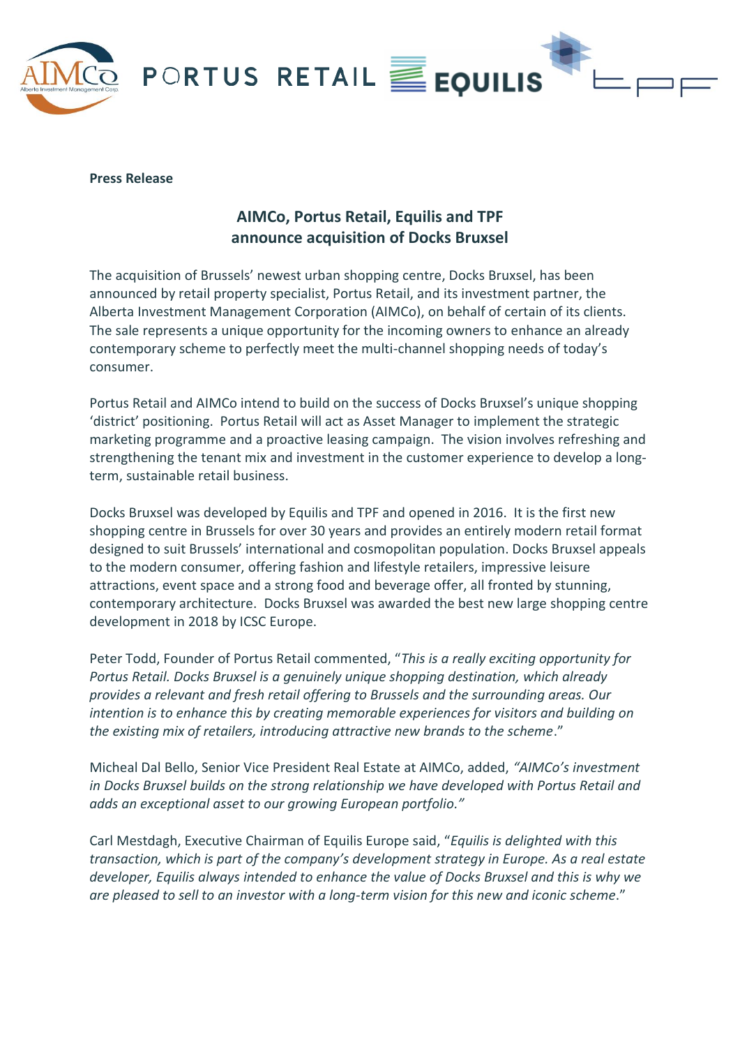**Press Release**

## AIMCo, Portus Retail, Equilis and TPF announce acquisition of Docks Bruxsel

The acquisition of Brussels' newest urban shopping centre, Docks Bruxsel, has been announced by retail property specialist, Portus Retail, and its investment partner, the Alberta Investment Management Corporation (AIMCo), on behalf of certain of its clients. The sale represents a unique opportunity for the incoming owners to enhance an already contemporary scheme to perfectly meet the multi-channel shopping needs of today's consumer.

Portus Retail and AIMCo intend to build on the success of Docks Bruxsel's unique shopping 'district' positioning. Portus Retail will act as Asset Manager to implement the strategic marketing programme and a proactive leasing campaign. The vision involves refreshing and strengthening the tenant mix and investment in the customer experience to develop a long-term, sustainable retail business.

Docks Bruxsel was developed by Equilis and TPF and opened in 2016. It is the first new shopping centre in Brussels for over 30 years and provides an entirely modern retail format designed to suit Brussels' international and cosmopolitan population. Docks Bruxsel appeals to the modern consumer, offering fashion and lifestyle retailers, impressive leisure attractions, event space and a strong food and beverage offer, all fronted by stunning, contemporary architecture. Docks Bruxsel was awarded the best new large shopping centre development in 2018 by ICSC Europe.

Peter Todd, Founder of Portus Retail commented, "*This is a really exciting opportunity for Portus Retail. Docks Bruxsel is a genuinely unique shopping destination, which already provides a relevant and fresh retail offering to Brussels and the surrounding areas. Our intention is to enhance this by creating memorable experiences for visitors and building on the existing mix of retailers, introducing attractive new brands to the scheme*."

Micheal Dal Bello, Senior Vice President Real Estate at AIMCo, added, *"AIMCo's investment in Docks Bruxsel builds on the strong relationship we have developed with Portus Retail and adds an exceptional asset to our growing European portfolio."*

Carl Mestdagh, Executive Chairman of Equilis Europe said, "*Equilis is delighted with this transaction, which is part of the company's development strategy in Europe. As a real estate developer, Equilis always intended to enhance the value of Docks Bruxsel and this is why we are pleased to sell to an investor with a long-term vision for this new and iconic scheme*."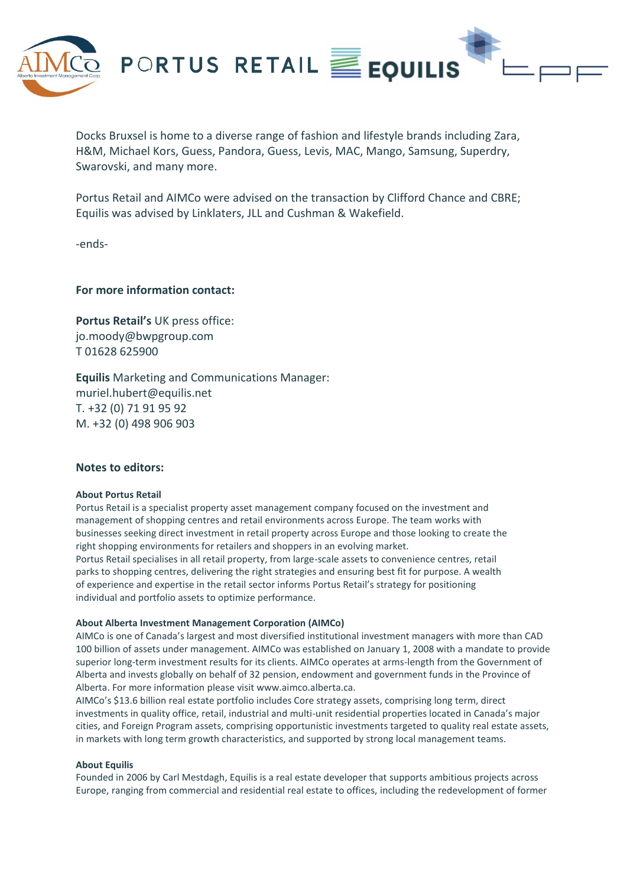Docks Bruxsel is home to a diverse range of fashion and lifestyle brands including Zara, H&M, Michael Kors, Guess, Pandora, Guess, Levis, MAC, Mango, Samsung, Superdry, Swarovski, and many more.

Portus Retail and AIMCo were advised on the transaction by Clifford Chance and CBRE; Equilis was advised by Linklaters, JLL and Cushman & Wakefield.

-ends-

**For more information contact:**

**Portus Retail's** UK press office:
jo.moody@bwpgroup.com
T 01628 625900

**Equilis** Marketing and Communications Manager:
muriel.hubert@equilis.net
T. +32 (0) 71 91 95 92
M. +32 (0) 498 906 903

**Notes to editors:**

**About Portus Retail**

Portus Retail is a specialist property asset management company focused on the investment and management of shopping centres and retail environments across Europe. The team works with businesses seeking direct investment in retail property across Europe and those looking to create the right shopping environments for retailers and shoppers in an evolving market.
Portus Retail specialises in all retail property, from large-scale assets to convenience centres, retail parks to shopping centres, delivering the right strategies and ensuring best fit for purpose. A wealth of experience and expertise in the retail sector informs Portus Retail's strategy for positioning individual and portfolio assets to optimize performance.

**About Alberta Investment Management Corporation (AIMCo)**

AIMCo is one of Canada's largest and most diversified institutional investment managers with more than CAD 100 billion of assets under management. AIMCo was established on January 1, 2008 with a mandate to provide superior long-term investment results for its clients. AIMCo operates at arms-length from the Government of Alberta and invests globally on behalf of 32 pension, endowment and government funds in the Province of Alberta. For more information please visit www.aimco.alberta.ca.
AIMCo's $13.6 billion real estate portfolio includes Core strategy assets, comprising long term, direct investments in quality office, retail, industrial and multi-unit residential properties located in Canada's major cities, and Foreign Program assets, comprising opportunistic investments targeted to quality real estate assets, in markets with long term growth characteristics, and supported by strong local management teams.

**About Equilis**

Founded in 2006 by Carl Mestdagh, Equilis is a real estate developer that supports ambitious projects across Europe, ranging from commercial and residential real estate to offices, including the redevelopment of former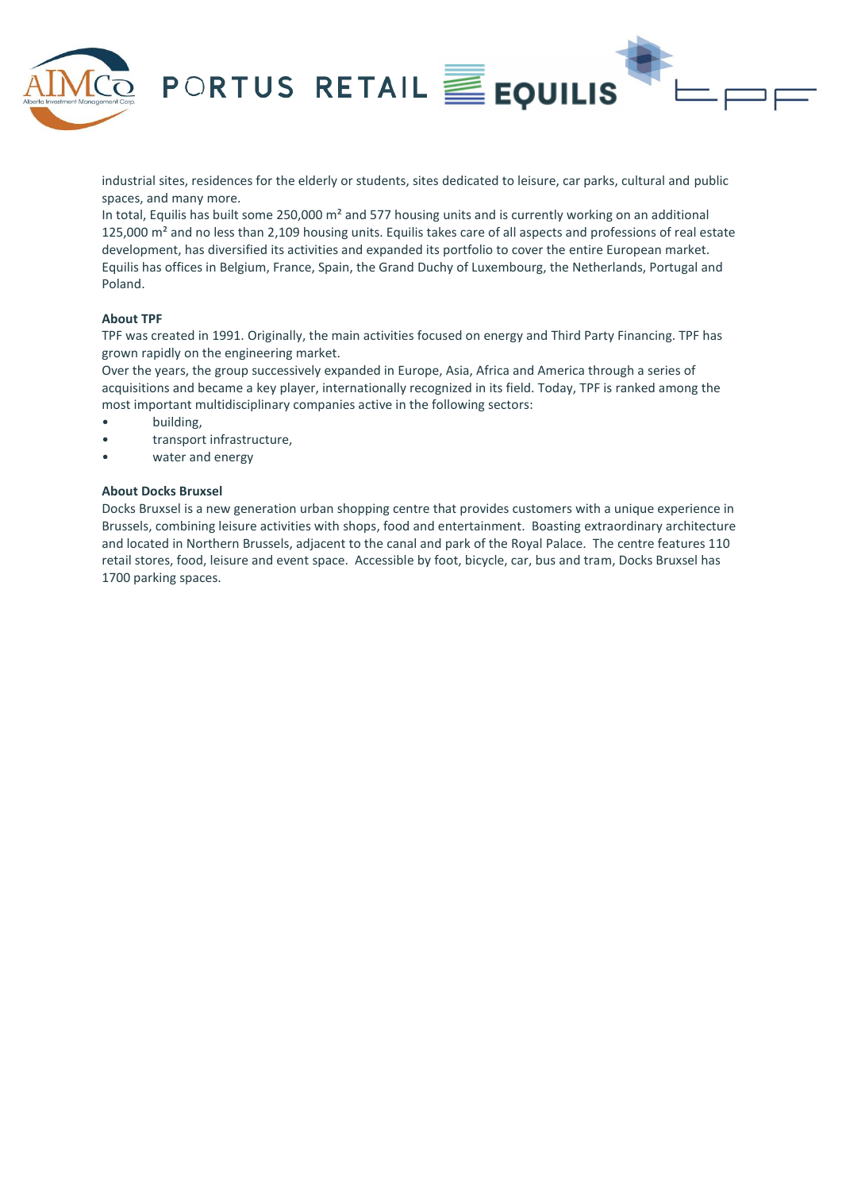industrial sites, residences for the elderly or students, sites dedicated to leisure, car parks, cultural and public spaces, and many more.
In total, Equilis has built some 250,000 m² and 577 housing units and is currently working on an additional 125,000 m² and no less than 2,109 housing units. Equilis takes care of all aspects and professions of real estate development, has diversified its activities and expanded its portfolio to cover the entire European market. Equilis has offices in Belgium, France, Spain, the Grand Duchy of Luxembourg, the Netherlands, Portugal and Poland.

**About TPF**
TPF was created in 1991. Originally, the main activities focused on energy and Third Party Financing. TPF has grown rapidly on the engineering market.
Over the years, the group successively expanded in Europe, Asia, Africa and America through a series of acquisitions and became a key player, internationally recognized in its field. Today, TPF is ranked among the most important multidisciplinary companies active in the following sectors:

- building,
- transport infrastructure,
- water and energy

**About Docks Bruxsel**
Docks Bruxsel is a new generation urban shopping centre that provides customers with a unique experience in Brussels, combining leisure activities with shops, food and entertainment. Boasting extraordinary architecture and located in Northern Brussels, adjacent to the canal and park of the Royal Palace. The centre features 110 retail stores, food, leisure and event space. Accessible by foot, bicycle, car, bus and tram, Docks Bruxsel has 1700 parking spaces.